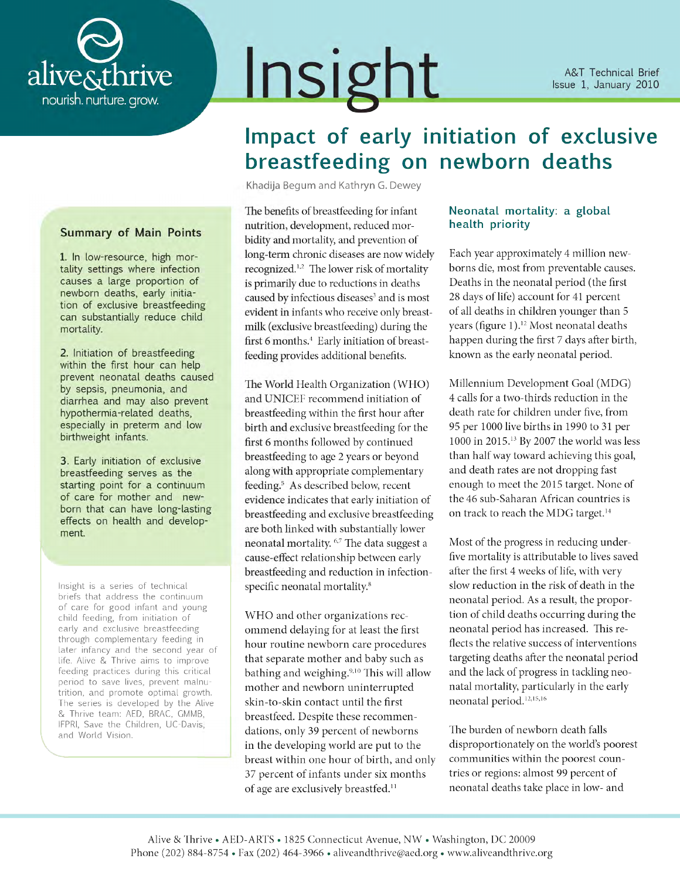alive&thrive

nourish. nurture. grow.

# Insight

A&T Technical Brief
Issue 1, January 2010

## Impact of early initiation of exclusive breastfeeding on newborn deaths

Khadija Begum and Kathryn G. Dewey

### Summary of Main Points

1. In low-resource, high mortality settings where infection causes a large proportion of newborn deaths, early initiation of exclusive breastfeeding can substantially reduce child mortality.

2. Initiation of breastfeeding within the first hour can help prevent neonatal deaths caused by sepsis, pneumonia, and diarrhea and may also prevent hypothermia-related deaths, especially in preterm and low birthweight infants.

3. Early initiation of exclusive breastfeeding serves as the starting point for a continuum of care for mother and newborn that can have long-lasting effects on health and development.

Insight is a series of technical briefs that address the continuum of care for good infant and young child feeding, from initiation of early and exclusive breastfeeding through complementary feeding in later infancy and the second year of life. Alive & Thrive aims to improve feeding practices during this critical period to save lives, prevent malnutrition, and promote optimal growth. The series is developed by the Alive & Thrive team: AED, BRAC, GMMB, IFPRI, Save the Children, UC-Davis, and World Vision.

The benefits of breastfeeding for infant nutrition, development, reduced morbidity and mortality, and prevention of long-term chronic diseases are now widely recognized.[1,2] The lower risk of mortality is primarily due to reductions in deaths caused by infectious diseases[3] and is most evident in infants who receive only breastmilk (exclusive breastfeeding) during the first 6 months.[4] Early initiation of breastfeeding provides additional benefits.

The World Health Organization (WHO) and UNICEF recommend initiation of breastfeeding within the first hour after birth and exclusive breastfeeding for the first 6 months followed by continued breastfeeding to age 2 years or beyond along with appropriate complementary feeding.[5] As described below, recent evidence indicates that early initiation of breastfeeding and exclusive breastfeeding are both linked with substantially lower neonatal mortality.[6,7] The data suggest a cause-effect relationship between early breastfeeding and reduction in infection-specific neonatal mortality.[8]

WHO and other organizations recommend delaying for at least the first hour routine newborn care procedures that separate mother and baby such as bathing and weighing.[9,10] This will allow mother and newborn uninterrupted skin-to-skin contact until the first breastfeed. Despite these recommendations, only 39 percent of newborns in the developing world are put to the breast within one hour of birth, and only 37 percent of infants under six months of age are exclusively breastfed.[11]

### Neonatal mortality: a global health priority

Each year approximately 4 million newborns die, most from preventable causes. Deaths in the neonatal period (the first 28 days of life) account for 41 percent of all deaths in children younger than 5 years (figure 1).[12] Most neonatal deaths happen during the first 7 days after birth, known as the early neonatal period.

Millennium Development Goal (MDG) 4 calls for a two-thirds reduction in the death rate for children under five, from 95 per 1000 live births in 1990 to 31 per 1000 in 2015.[13] By 2007 the world was less than half way toward achieving this goal, and death rates are not dropping fast enough to meet the 2015 target. None of the 46 sub-Saharan African countries is on track to reach the MDG target.[14]

Most of the progress in reducing under-five mortality is attributable to lives saved after the first 4 weeks of life, with very slow reduction in the risk of death in the neonatal period. As a result, the proportion of child deaths occurring during the neonatal period has increased. This reflects the relative success of interventions targeting deaths after the neonatal period and the lack of progress in tackling neonatal mortality, particularly in the early neonatal period.[12,15,16]

The burden of newborn death falls disproportionately on the world's poorest communities within the poorest countries or regions: almost 99 percent of neonatal deaths take place in low- and

Alive & Thrive • AED-ARTS • 1825 Connecticut Avenue, NW • Washington, DC 20009
Phone (202) 884-8754 • Fax (202) 464-3966 • aliveandthrive@aed.org • www.aliveandthrive.org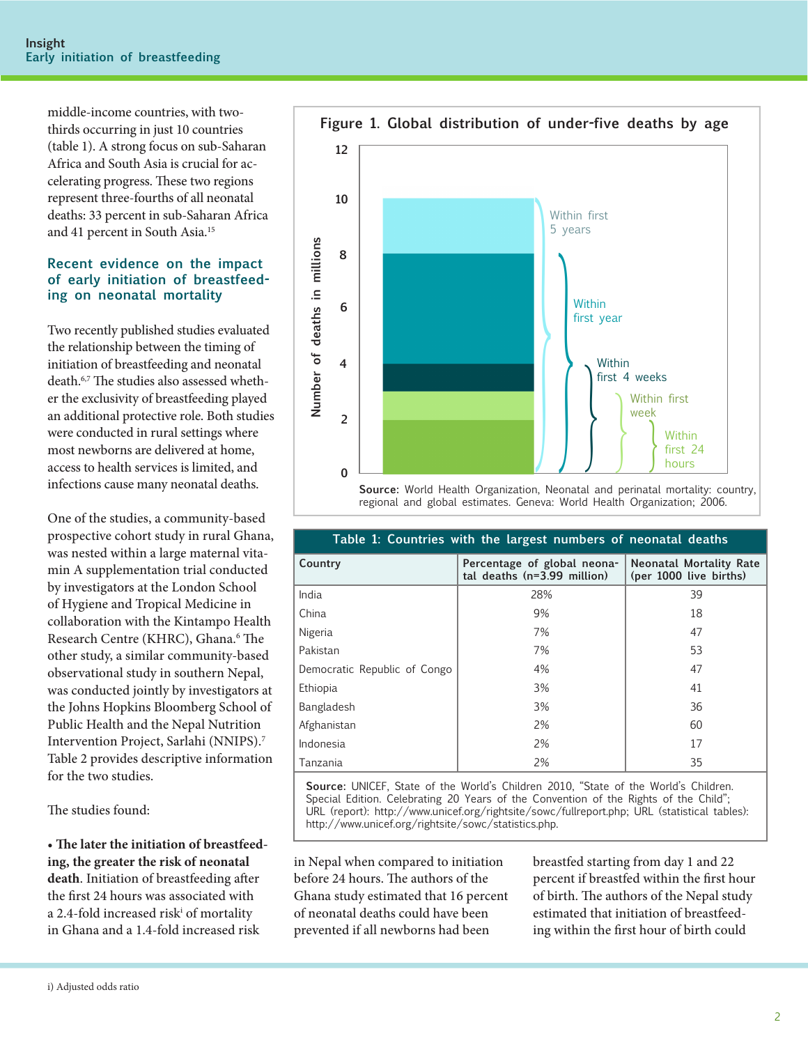middle-income countries, with two-thirds occurring in just 10 countries (table 1). A strong focus on sub-Saharan Africa and South Asia is crucial for accelerating progress. These two regions represent three-fourths of all neonatal deaths: 33 percent in sub-Saharan Africa and 41 percent in South Asia.[15]

### Recent evidence on the impact of early initiation of breastfeeding on neonatal mortality

Two recently published studies evaluated the relationship between the timing of initiation of breastfeeding and neonatal death.[6,7] The studies also assessed whether the exclusivity of breastfeeding played an additional protective role. Both studies were conducted in rural settings where most newborns are delivered at home, access to health services is limited, and infections cause many neonatal deaths.

One of the studies, a community-based prospective cohort study in rural Ghana, was nested within a large maternal vitamin A supplementation trial conducted by investigators at the London School of Hygiene and Tropical Medicine in collaboration with the Kintampo Health Research Centre (KHRC), Ghana.[6] The other study, a similar community-based observational study in southern Nepal, was conducted jointly by investigators at the Johns Hopkins Bloomberg School of Public Health and the Nepal Nutrition Intervention Project, Sarlahi (NNIPS).[7] Table 2 provides descriptive information for the two studies.

**Figure 1. Global distribution of under-five deaths by age**

Number of deaths in millions (0–12): Within first 5 years; Within first year; Within first 4 weeks; Within first week; Within first 24 hours

**Source**: World Health Organization, Neonatal and perinatal mortality: country, regional and global estimates. Geneva: World Health Organization; 2006.

**Table 1: Countries with the largest numbers of neonatal deaths**

| Country | Percentage of global neonatal deaths (n=3.99 million) | Neonatal Mortality Rate (per 1000 live births) |
|---|---|---|
| India | 28% | 39 |
| China | 9% | 18 |
| Nigeria | 7% | 47 |
| Pakistan | 7% | 53 |
| Democratic Republic of Congo | 4% | 47 |
| Ethiopia | 3% | 41 |
| Bangladesh | 3% | 36 |
| Afghanistan | 2% | 60 |
| Indonesia | 2% | 17 |
| Tanzania | 2% | 35 |

**Source**: UNICEF, State of the World's Children 2010, "State of the World's Children. Special Edition. Celebrating 20 Years of the Convention of the Rights of the Child"; URL (report): http://www.unicef.org/rightsite/sowc/fullreport.php; URL (statistical tables): http://www.unicef.org/rightsite/sowc/statistics.php.

The studies found:

- **The later the initiation of breastfeeding, the greater the risk of neonatal death**. Initiation of breastfeeding after the first 24 hours was associated with a 2.4-fold increased risk[i] of mortality in Ghana and a 1.4-fold increased risk in Nepal when compared to initiation before 24 hours. The authors of the Ghana study estimated that 16 percent of neonatal deaths could have been prevented if all newborns had been breastfed starting from day 1 and 22 percent if breastfed within the first hour of birth. The authors of the Nepal study estimated that initiation of breastfeeding within the first hour of birth could

i) Adjusted odds ratio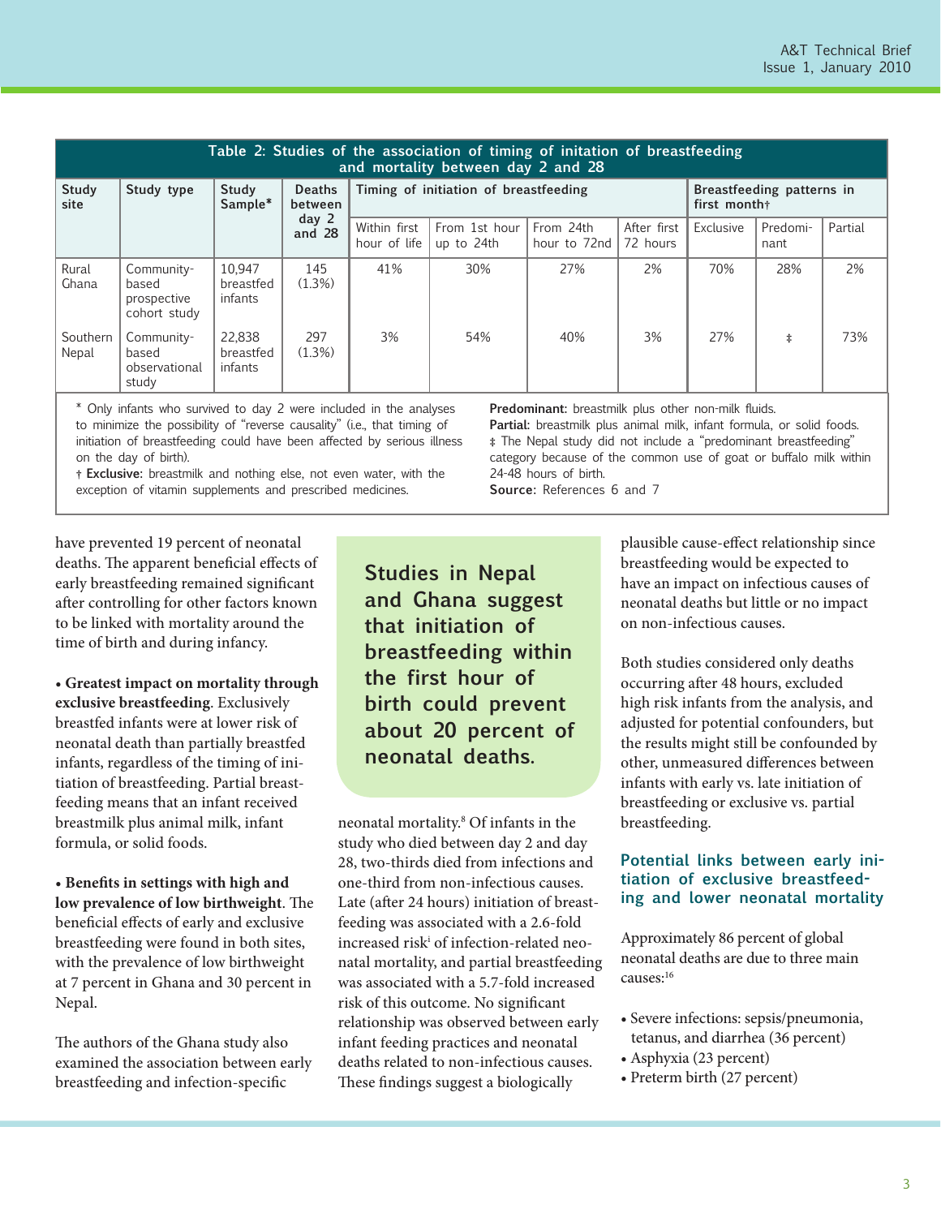| Table 2: Studies of the association of timing of initation of breastfeeding and mortality between day 2 and 28 | | | | | | | | | | |
|---|---|---|---|---|---|---|---|---|---|---|
| Study site | Study type | Study Sample* | Deaths between day 2 and 28 | Timing of initiation of breastfeeding | | | | Breastfeeding patterns in first month† | | |
| | | | | Within first hour of life | From 1st hour up to 24th | From 24th hour to 72nd | After first 72 hours | Exclusive | Predominant | Partial |
| Rural Ghana | Community-based prospective cohort study | 10,947 breastfed infants | 145 (1.3%) | 41% | 30% | 27% | 2% | 70% | 28% | 2% |
| Southern Nepal | Community-based observational study | 22,838 breastfed infants | 297 (1.3%) | 3% | 54% | 40% | 3% | 27% | ‡ | 73% |

\* Only infants who survived to day 2 were included in the analyses to minimize the possibility of "reverse causality" (i.e., that timing of initiation of breastfeeding could have been affected by serious illness on the day of birth).

† **Exclusive**: breastmilk and nothing else, not even water, with the exception of vitamin supplements and prescribed medicines.

**Predominant:** breastmilk plus other non-milk fluids.

**Partial:** breastmilk plus animal milk, infant formula, or solid foods.

‡ The Nepal study did not include a "predominant breastfeeding" category because of the common use of goat or buffalo milk within 24-48 hours of birth.

**Source**: References 6 and 7

have prevented 19 percent of neonatal deaths. The apparent beneficial effects of early breastfeeding remained significant after controlling for other factors known to be linked with mortality around the time of birth and during infancy.

- **Greatest impact on mortality through exclusive breastfeeding**. Exclusively breastfed infants were at lower risk of neonatal death than partially breastfed infants, regardless of the timing of initiation of breastfeeding. Partial breastfeeding means that an infant received breastmilk plus animal milk, infant formula, or solid foods.

- **Benefits in settings with high and low prevalence of low birthweight**. The beneficial effects of early and exclusive breastfeeding were found in both sites, with the prevalence of low birthweight at 7 percent in Ghana and 30 percent in Nepal.

The authors of the Ghana study also examined the association between early breastfeeding and infection-specific neonatal mortality.[8] Of infants in the study who died between day 2 and day 28, two-thirds died from infections and one-third from non-infectious causes. Late (after 24 hours) initiation of breastfeeding was associated with a 2.6-fold increased risk[i] of infection-related neonatal mortality, and partial breastfeeding was associated with a 5.7-fold increased risk of this outcome. No significant relationship was observed between early infant feeding practices and neonatal deaths related to non-infectious causes. These findings suggest a biologically plausible cause-effect relationship since breastfeeding would be expected to have an impact on infectious causes of neonatal deaths but little or no impact on non-infectious causes.

> **Studies in Nepal and Ghana suggest that initiation of breastfeeding within the first hour of birth could prevent about 20 percent of neonatal deaths.**

Both studies considered only deaths occurring after 48 hours, excluded high risk infants from the analysis, and adjusted for potential confounders, but the results might still be confounded by other, unmeasured differences between infants with early vs. late initiation of breastfeeding or exclusive vs. partial breastfeeding.

## Potential links between early initiation of exclusive breastfeeding and lower neonatal mortality

Approximately 86 percent of global neonatal deaths are due to three main causes:[16]

- Severe infections: sepsis/pneumonia, tetanus, and diarrhea (36 percent)
- Asphyxia (23 percent)
- Preterm birth (27 percent)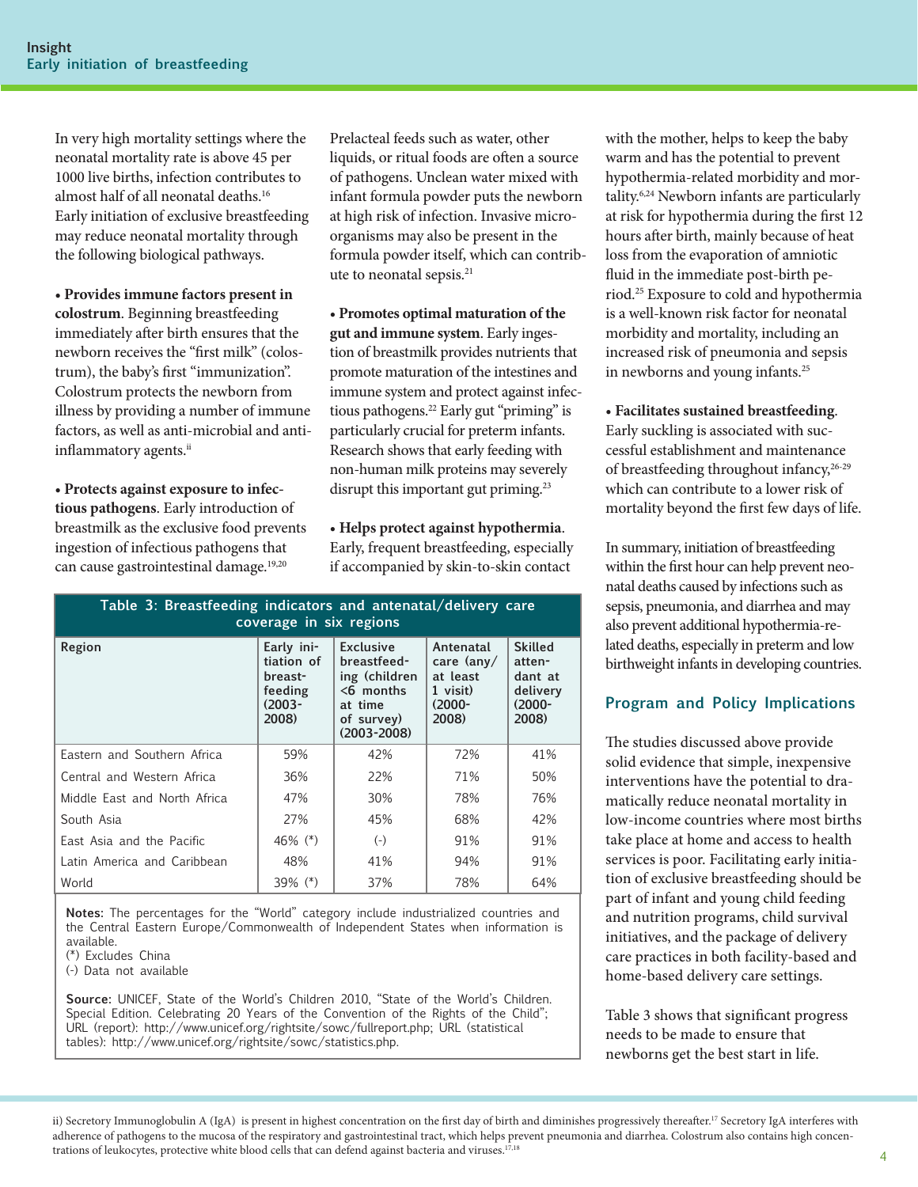In very high mortality settings where the neonatal mortality rate is above 45 per 1000 live births, infection contributes to almost half of all neonatal deaths.[16] Early initiation of exclusive breastfeeding may reduce neonatal mortality through the following biological pathways.

- **Provides immune factors present in colostrum**. Beginning breastfeeding immediately after birth ensures that the newborn receives the "first milk" (colostrum), the baby's first "immunization". Colostrum protects the newborn from illness by providing a number of immune factors, as well as anti-microbial and anti-inflammatory agents.[ii]

- **Protects against exposure to infectious pathogens**. Early introduction of breastmilk as the exclusive food prevents ingestion of infectious pathogens that can cause gastrointestinal damage.[19,20] Prelacteal feeds such as water, other liquids, or ritual foods are often a source of pathogens. Unclean water mixed with infant formula powder puts the newborn at high risk of infection. Invasive micro-organisms may also be present in the formula powder itself, which can contribute to neonatal sepsis.[21]

- **Promotes optimal maturation of the gut and immune system**. Early ingestion of breastmilk provides nutrients that promote maturation of the intestines and immune system and protect against infectious pathogens.[22] Early gut "priming" is particularly crucial for preterm infants. Research shows that early feeding with non-human milk proteins may severely disrupt this important gut priming.[23]

- **Helps protect against hypothermia**. Early, frequent breastfeeding, especially if accompanied by skin-to-skin contact with the mother, helps to keep the baby warm and has the potential to prevent hypothermia-related morbidity and mortality.[6,24] Newborn infants are particularly at risk for hypothermia during the first 12 hours after birth, mainly because of heat loss from the evaporation of amniotic fluid in the immediate post-birth period.[25] Exposure to cold and hypothermia is a well-known risk factor for neonatal morbidity and mortality, including an increased risk of pneumonia and sepsis in newborns and young infants.[25]

- **Facilitates sustained breastfeeding**. Early suckling is associated with successful establishment and maintenance of breastfeeding throughout infancy,[26-29] which can contribute to a lower risk of mortality beyond the first few days of life.

In summary, initiation of breastfeeding within the first hour can help prevent neonatal deaths caused by infections such as sepsis, pneumonia, and diarrhea and may also prevent additional hypothermia-related deaths, especially in preterm and low birthweight infants in developing countries.

**Table 3: Breastfeeding indicators and antenatal/delivery care coverage in six regions**

| Region | Early initiation of breastfeeding (2003-2008) | Exclusive breastfeeding (children <6 months at time of survey) (2003-2008) | Antenatal care (any/at least 1 visit) (2000-2008) | Skilled attendant at delivery (2000-2008) |
|---|---|---|---|---|
| Eastern and Southern Africa | 59% | 42% | 72% | 41% |
| Central and Western Africa | 36% | 22% | 71% | 50% |
| Middle East and North Africa | 47% | 30% | 78% | 76% |
| South Asia | 27% | 45% | 68% | 42% |
| East Asia and the Pacific | 46% (*) | (-) | 91% | 91% |
| Latin America and Caribbean | 48% | 41% | 94% | 91% |
| World | 39% (*) | 37% | 78% | 64% |

**Notes:** The percentages for the "World" category include industrialized countries and the Central Eastern Europe/Commonwealth of Independent States when information is available.
(*) Excludes China
(-) Data not available

**Source:** UNICEF, State of the World's Children 2010, "State of the World's Children. Special Edition. Celebrating 20 Years of the Convention of the Rights of the Child"; URL (report): http://www.unicef.org/rightsite/sowc/fullreport.php; URL (statistical tables): http://www.unicef.org/rightsite/sowc/statistics.php.

## Program and Policy Implications

The studies discussed above provide solid evidence that simple, inexpensive interventions have the potential to dramatically reduce neonatal mortality in low-income countries where most births take place at home and access to health services is poor. Facilitating early initiation of exclusive breastfeeding should be part of infant and young child feeding and nutrition programs, child survival initiatives, and the package of delivery care practices in both facility-based and home-based delivery care settings.

Table 3 shows that significant progress needs to be made to ensure that newborns get the best start in life.

ii) Secretory Immunoglobulin A (IgA) is present in highest concentration on the first day of birth and diminishes progressively thereafter.[17] Secretory IgA interferes with adherence of pathogens to the mucosa of the respiratory and gastrointestinal tract, which helps prevent pneumonia and diarrhea. Colostrum also contains high concentrations of leukocytes, protective white blood cells that can defend against bacteria and viruses.[17,18]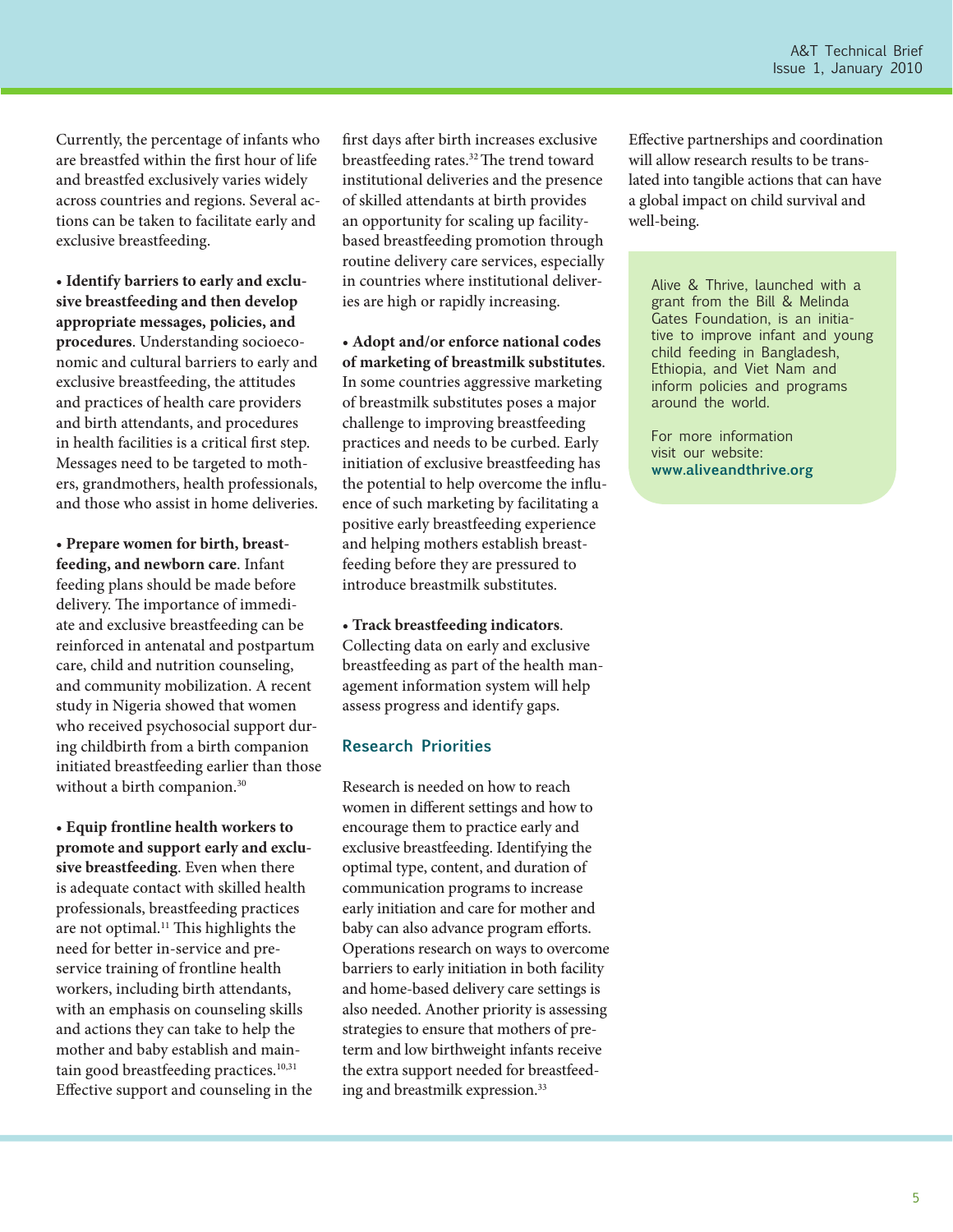Currently, the percentage of infants who are breastfed within the first hour of life and breastfed exclusively varies widely across countries and regions. Several actions can be taken to facilitate early and exclusive breastfeeding.

- **Identify barriers to early and exclusive breastfeeding and then develop appropriate messages, policies, and procedures**. Understanding socioeconomic and cultural barriers to early and exclusive breastfeeding, the attitudes and practices of health care providers and birth attendants, and procedures in health facilities is a critical first step. Messages need to be targeted to mothers, grandmothers, health professionals, and those who assist in home deliveries.

- **Prepare women for birth, breastfeeding, and newborn care**. Infant feeding plans should be made before delivery. The importance of immediate and exclusive breastfeeding can be reinforced in antenatal and postpartum care, child and nutrition counseling, and community mobilization. A recent study in Nigeria showed that women who received psychosocial support during childbirth from a birth companion initiated breastfeeding earlier than those without a birth companion.[30]

- **Equip frontline health workers to promote and support early and exclusive breastfeeding**. Even when there is adequate contact with skilled health professionals, breastfeeding practices are not optimal.[11] This highlights the need for better in-service and pre-service training of frontline health workers, including birth attendants, with an emphasis on counseling skills and actions they can take to help the mother and baby establish and maintain good breastfeeding practices.[10,31] Effective support and counseling in the first days after birth increases exclusive breastfeeding rates.[32] The trend toward institutional deliveries and the presence of skilled attendants at birth provides an opportunity for scaling up facility-based breastfeeding promotion through routine delivery care services, especially in countries where institutional deliveries are high or rapidly increasing.

- **Adopt and/or enforce national codes of marketing of breastmilk substitutes**. In some countries aggressive marketing of breastmilk substitutes poses a major challenge to improving breastfeeding practices and needs to be curbed. Early initiation of exclusive breastfeeding has the potential to help overcome the influence of such marketing by facilitating a positive early breastfeeding experience and helping mothers establish breastfeeding before they are pressured to introduce breastmilk substitutes.

- **Track breastfeeding indicators**. Collecting data on early and exclusive breastfeeding as part of the health management information system will help assess progress and identify gaps.

## Research Priorities

Research is needed on how to reach women in different settings and how to encourage them to practice early and exclusive breastfeeding. Identifying the optimal type, content, and duration of communication programs to increase early initiation and care for mother and baby can also advance program efforts. Operations research on ways to overcome barriers to early initiation in both facility and home-based delivery care settings is also needed. Another priority is assessing strategies to ensure that mothers of preterm and low birthweight infants receive the extra support needed for breastfeeding and breastmilk expression.[33]

Effective partnerships and coordination will allow research results to be translated into tangible actions that can have a global impact on child survival and well-being.

Alive & Thrive, launched with a grant from the Bill & Melinda Gates Foundation, is an initiative to improve infant and young child feeding in Bangladesh, Ethiopia, and Viet Nam and inform policies and programs around the world.

For more information visit our website: **www.aliveandthrive.org**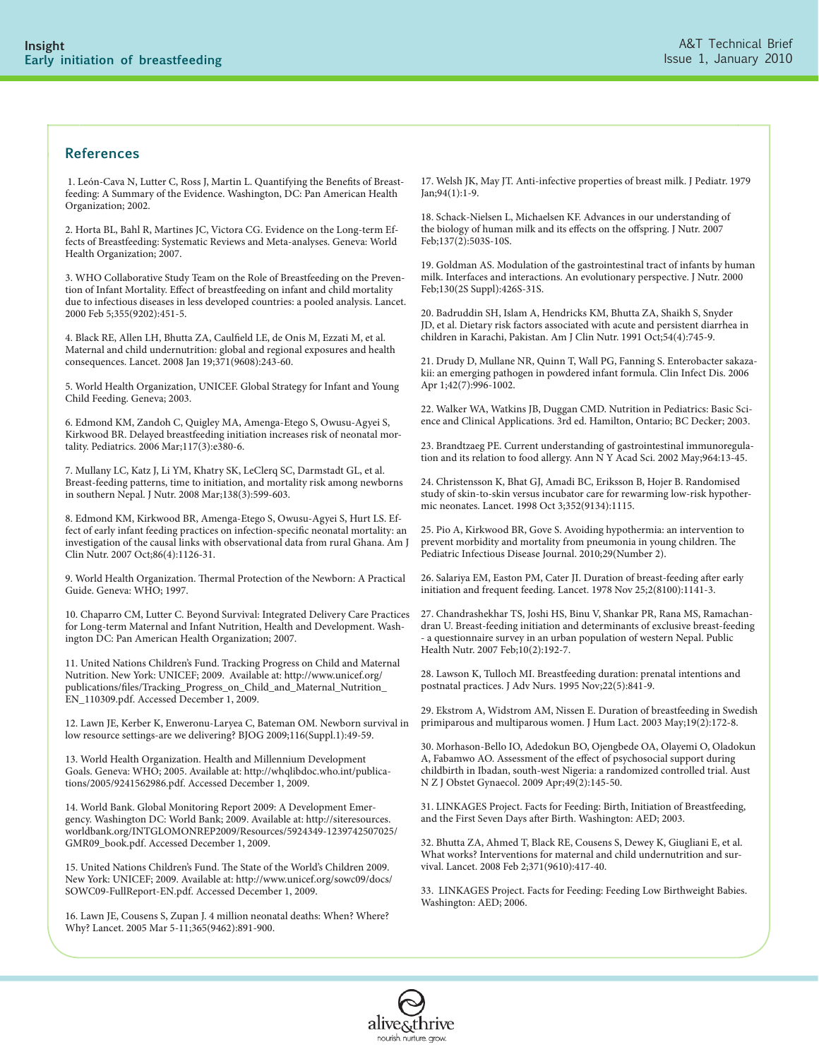## References

1. León-Cava N, Lutter C, Ross J, Martin L. Quantifying the Benefits of Breastfeeding: A Summary of the Evidence. Washington, DC: Pan American Health Organization; 2002.

2. Horta BL, Bahl R, Martines JC, Victora CG. Evidence on the Long-term Effects of Breastfeeding: Systematic Reviews and Meta-analyses. Geneva: World Health Organization; 2007.

3. WHO Collaborative Study Team on the Role of Breastfeeding on the Prevention of Infant Mortality. Effect of breastfeeding on infant and child mortality due to infectious diseases in less developed countries: a pooled analysis. Lancet. 2000 Feb 5;355(9202):451-5.

4. Black RE, Allen LH, Bhutta ZA, Caulfield LE, de Onis M, Ezzati M, et al. Maternal and child undernutrition: global and regional exposures and health consequences. Lancet. 2008 Jan 19;371(9608):243-60.

5. World Health Organization, UNICEF. Global Strategy for Infant and Young Child Feeding. Geneva; 2003.

6. Edmond KM, Zandoh C, Quigley MA, Amenga-Etego S, Owusu-Agyei S, Kirkwood BR. Delayed breastfeeding initiation increases risk of neonatal mortality. Pediatrics. 2006 Mar;117(3):e380-6.

7. Mullany LC, Katz J, Li YM, Khatry SK, LeClerq SC, Darmstadt GL, et al. Breast-feeding patterns, time to initiation, and mortality risk among newborns in southern Nepal. J Nutr. 2008 Mar;138(3):599-603.

8. Edmond KM, Kirkwood BR, Amenga-Etego S, Owusu-Agyei S, Hurt LS. Effect of early infant feeding practices on infection-specific neonatal mortality: an investigation of the causal links with observational data from rural Ghana. Am J Clin Nutr. 2007 Oct;86(4):1126-31.

9. World Health Organization. Thermal Protection of the Newborn: A Practical Guide. Geneva: WHO; 1997.

10. Chaparro CM, Lutter C. Beyond Survival: Integrated Delivery Care Practices for Long-term Maternal and Infant Nutrition, Health and Development. Washington DC: Pan American Health Organization; 2007.

11. United Nations Children's Fund. Tracking Progress on Child and Maternal Nutrition. New York: UNICEF; 2009. Available at: http://www.unicef.org/publications/files/Tracking_Progress_on_Child_and_Maternal_Nutrition_EN_110309.pdf. Accessed December 1, 2009.

12. Lawn JE, Kerber K, Enweronu-Laryea C, Bateman OM. Newborn survival in low resource settings-are we delivering? BJOG 2009;116(Suppl.1):49-59.

13. World Health Organization. Health and Millennium Development Goals. Geneva: WHO; 2005. Available at: http://whqlibdoc.who.int/publications/2005/9241562986.pdf. Accessed December 1, 2009.

14. World Bank. Global Monitoring Report 2009: A Development Emergency. Washington DC: World Bank; 2009. Available at: http://siteresources.worldbank.org/INTGLOMONREP2009/Resources/5924349-1239742507025/GMR09_book.pdf. Accessed December 1, 2009.

15. United Nations Children's Fund. The State of the World's Children 2009. New York: UNICEF; 2009. Available at: http://www.unicef.org/sowc09/docs/SOWC09-FullReport-EN.pdf. Accessed December 1, 2009.

16. Lawn JE, Cousens S, Zupan J. 4 million neonatal deaths: When? Where? Why? Lancet. 2005 Mar 5-11;365(9462):891-900.

17. Welsh JK, May JT. Anti-infective properties of breast milk. J Pediatr. 1979 Jan;94(1):1-9.

18. Schack-Nielsen L, Michaelsen KF. Advances in our understanding of the biology of human milk and its effects on the offspring. J Nutr. 2007 Feb;137(2):503S-10S.

19. Goldman AS. Modulation of the gastrointestinal tract of infants by human milk. Interfaces and interactions. An evolutionary perspective. J Nutr. 2000 Feb;130(2S Suppl):426S-31S.

20. Badruddin SH, Islam A, Hendricks KM, Bhutta ZA, Shaikh S, Snyder JD, et al. Dietary risk factors associated with acute and persistent diarrhea in children in Karachi, Pakistan. Am J Clin Nutr. 1991 Oct;54(4):745-9.

21. Drudy D, Mullane NR, Quinn T, Wall PG, Fanning S. Enterobacter sakazakii: an emerging pathogen in powdered infant formula. Clin Infect Dis. 2006 Apr 1;42(7):996-1002.

22. Walker WA, Watkins JB, Duggan CMD. Nutrition in Pediatrics: Basic Science and Clinical Applications. 3rd ed. Hamilton, Ontario; BC Decker; 2003.

23. Brandtzaeg PE. Current understanding of gastrointestinal immunoregulation and its relation to food allergy. Ann N Y Acad Sci. 2002 May;964:13-45.

24. Christensson K, Bhat GJ, Amadi BC, Eriksson B, Hojer B. Randomised study of skin-to-skin versus incubator care for rewarming low-risk hypothermic neonates. Lancet. 1998 Oct 3;352(9134):1115.

25. Pio A, Kirkwood BR, Gove S. Avoiding hypothermia: an intervention to prevent morbidity and mortality from pneumonia in young children. The Pediatric Infectious Disease Journal. 2010;29(Number 2).

26. Salariya EM, Easton PM, Cater JI. Duration of breast-feeding after early initiation and frequent feeding. Lancet. 1978 Nov 25;2(8100):1141-3.

27. Chandrashekhar TS, Joshi HS, Binu V, Shankar PR, Rana MS, Ramachandran U. Breast-feeding initiation and determinants of exclusive breast-feeding - a questionnaire survey in an urban population of western Nepal. Public Health Nutr. 2007 Feb;10(2):192-7.

28. Lawson K, Tulloch MI. Breastfeeding duration: prenatal intentions and postnatal practices. J Adv Nurs. 1995 Nov;22(5):841-9.

29. Ekstrom A, Widstrom AM, Nissen E. Duration of breastfeeding in Swedish primiparous and multiparous women. J Hum Lact. 2003 May;19(2):172-8.

30. Morhason-Bello IO, Adedokun BO, Ojengbede OA, Olayemi O, Oladokun A, Fabamwo AO. Assessment of the effect of psychosocial support during childbirth in Ibadan, south-west Nigeria: a randomized controlled trial. Aust N Z J Obstet Gynaecol. 2009 Apr;49(2):145-50.

31. LINKAGES Project. Facts for Feeding: Birth, Initiation of Breastfeeding, and the First Seven Days after Birth. Washington: AED; 2003.

32. Bhutta ZA, Ahmed T, Black RE, Cousens S, Dewey K, Giugliani E, et al. What works? Interventions for maternal and child undernutrition and survival. Lancet. 2008 Feb 2;371(9610):417-40.

33. LINKAGES Project. Facts for Feeding: Feeding Low Birthweight Babies. Washington: AED; 2006.

alive&thrive
nourish. nurture. grow.